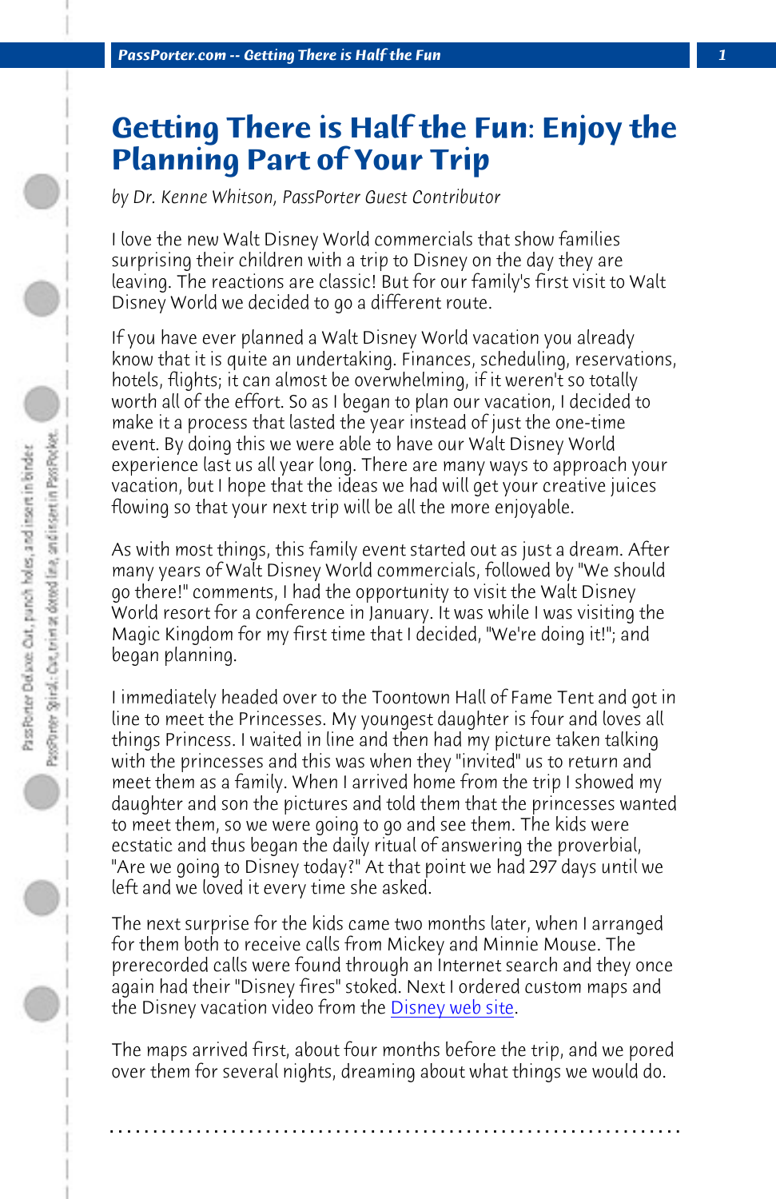# Getting There is Half the Fun: Enjoy the Planning Part of Your Trip

*by Dr. Kenne Whitson, PassPorter Guest Contributor*

I love the new Walt Disney World commercials that show families surprising their children with a trip to Disney on the day they are leaving. The reactions are classic! But for our family's first visit to Walt Disney World we decided to go a different route.

If you have ever planned a Walt Disney World vacation you already know that it is quite an undertaking. Finances, scheduling, reservations, hotels, flights; it can almost be overwhelming, if it weren't so totally worth all of the effort. So as I began to plan our vacation, I decided to make it a process that lasted the year instead of just the one-time event. By doing this we were able to have our Walt Disney World experience last us all year long. There are many ways to approach your vacation, but I hope that the ideas we had will get your creative juices flowing so that your next trip will be all the more enjoyable.

As with most things, this family event started out as just a dream. After many years of Walt Disney World commercials, followed by "We should go there!" comments, I had the opportunity to visit the Walt Disney World resort for a conference in January. It was while I was visiting the Magic Kingdom for my first time that I decided, "We're doing it!"; and began planning.

I immediately headed over to the Toontown Hall of Fame Tent and got in line to meet the Princesses. My youngest daughter is four and loves all things Princess. I waited in line and then had my picture taken talking with the princesses and this was when they "invited" us to return and meet them as a family. When I arrived home from the trip I showed my daughter and son the pictures and told them that the princesses wanted to meet them, so we were going to go and see them. The kids were ecstatic and thus began the daily ritual of answering the proverbial, "Are we going to Disney today?" At that point we had 297 days until we left and we loved it every time she asked.

The next surprise for the kids came two months later, when I arranged for them both to receive calls from Mickey and Minnie Mouse. The prerecorded calls were found through an Internet search and they once again had their "Disney fires" stoked. Next I ordered custom maps and the Disney vacation video from the Disney web site.

The maps arrived first, about four months before the trip, and we pored over them for several nights, dreaming about what things we would do.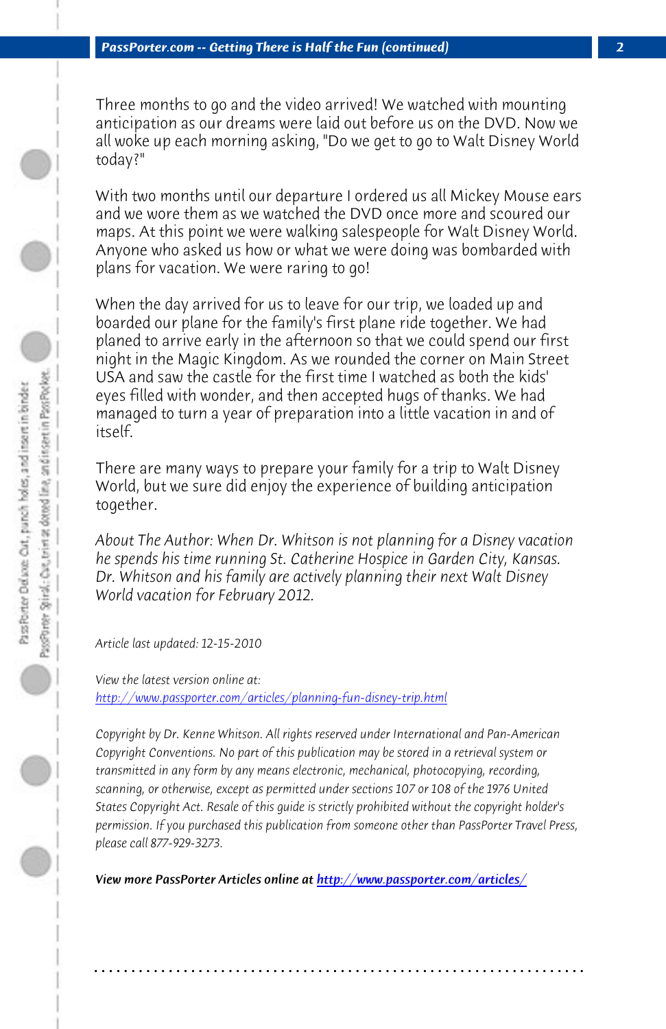Three months to go and the video arrived! We watched with mounting anticipation as our dreams were laid out before us on the DVD. Now we all woke up each morning asking, "Do we get to go to Walt Disney World today?"

With two months until our departure I ordered us all Mickey Mouse ears and we wore them as we watched the DVD once more and scoured our maps. At this point we were walking salespeople for Walt Disney World. Anyone who asked us how or what we were doing was bombarded with plans for vacation. We were raring to go!

When the day arrived for us to leave for our trip, we loaded up and boarded our plane for the family's first plane ride together. We had planed to arrive early in the afternoon so that we could spend our first night in the Magic Kingdom. As we rounded the corner on Main Street USA and saw the castle for the first time I watched as both the kids' eyes filled with wonder, and then accepted hugs of thanks. We had managed to turn a year of preparation into a little vacation in and of itself.

There are many ways to prepare your family for a trip to Walt Disney World, but we sure did enjoy the experience of building anticipation together.

*About The Author: When Dr. Whitson is not planning for a Disney vacation he spends his time running St. Catherine Hospice in Garden City, Kansas. Dr. Whitson and his family are actively planning their next Walt Disney World vacation for February 2012.*

*Article last updated: 12-15-2010*

*View the latest version online at:*
*http://www.passporter.com/articles/planning-fun-disney-trip.html*

*Copyright by Dr. Kenne Whitson. All rights reserved under International and Pan-American Copyright Conventions. No part of this publication may be stored in a retrieval system or transmitted in any form by any means electronic, mechanical, photocopying, recording, scanning, or otherwise, except as permitted under sections 107 or 108 of the 1976 United States Copyright Act. Resale of this guide is strictly prohibited without the copyright holder's permission. If you purchased this publication from someone other than PassPorter Travel Press, please call 877-929-3273.*

***View more PassPorter Articles online at http://www.passporter.com/articles/***